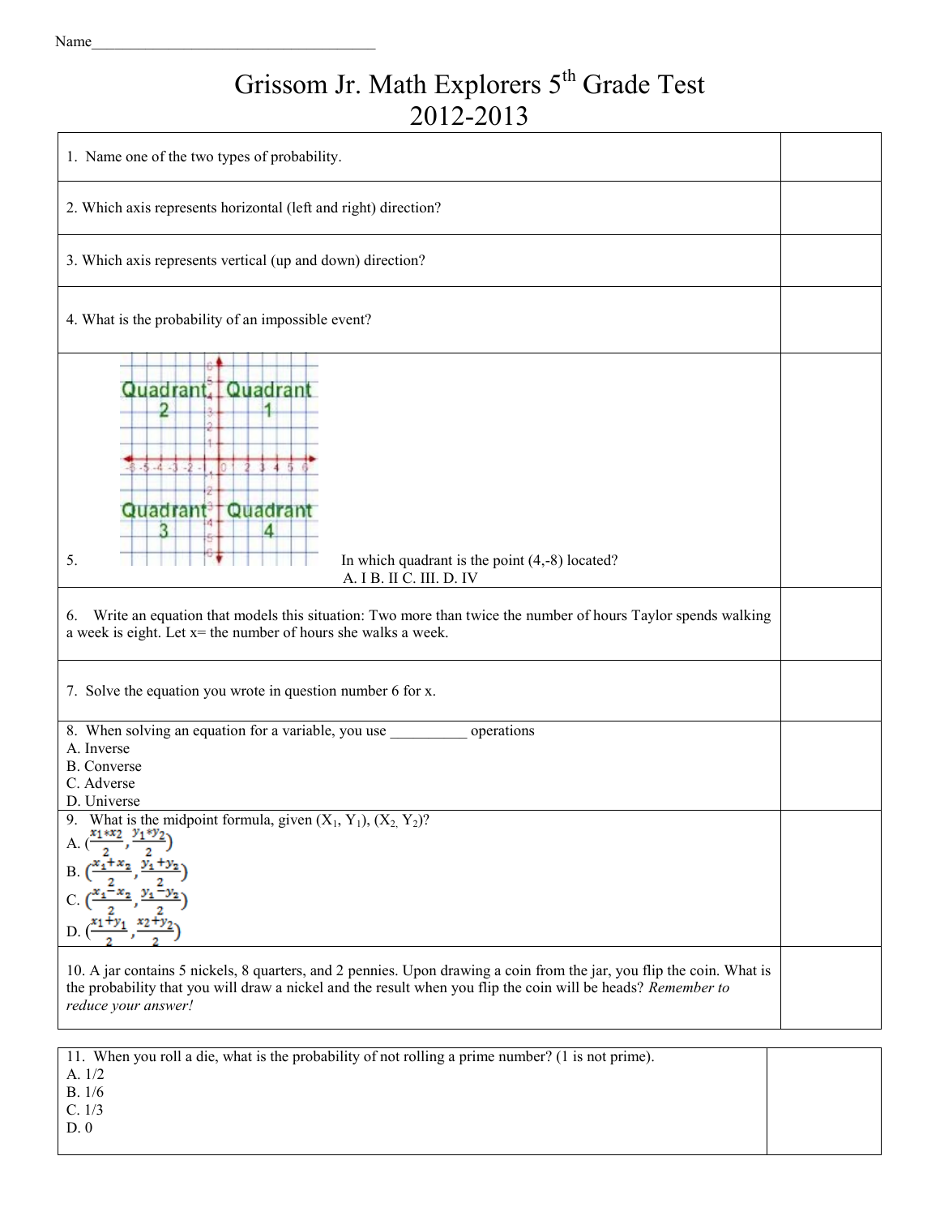Name______________________________________

# Grissom Jr. Math Explorers 5th Grade Test
## 2012-2013

| | |
|---|---|
| 1. Name one of the two types of probability. | |
| 2. Which axis represents horizontal (left and right) direction? | |
| 3. Which axis represents vertical (up and down) direction? | |
| 4. What is the probability of an impossible event? | |
| 5. [Graph: Quadrant 2, Quadrant 1, Quadrant 3, Quadrant 4] In which quadrant is the point (4,-8) located? A. I B. II C. III. D. IV | |
| 6. Write an equation that models this situation: Two more than twice the number of hours Taylor spends walking a week is eight. Let x= the number of hours she walks a week. | |
| 7. Solve the equation you wrote in question number 6 for x. | |
| 8. When solving an equation for a variable, you use __________ operations<br>A. Inverse<br>B. Converse<br>C. Adverse<br>D. Universe | |
| 9. What is the midpoint formula, given $(X_1, Y_1)$, $(X_2, Y_2)$?<br>A. $\left(\frac{x_1 * x_2}{2}, \frac{y_1 * y_2}{2}\right)$<br>B. $\left(\frac{x_1 + x_2}{2}, \frac{y_1 + y_2}{2}\right)$<br>C. $\left(\frac{x_1 - x_2}{2}, \frac{y_1 - y_2}{2}\right)$<br>D. $\left(\frac{x_1 + y_1}{2}, \frac{x_2 + y_2}{2}\right)$ | |
| 10. A jar contains 5 nickels, 8 quarters, and 2 pennies. Upon drawing a coin from the jar, you flip the coin. What is the probability that you will draw a nickel and the result when you flip the coin will be heads? *Remember to reduce your answer!* | |

| | |
|---|---|
| 11. When you roll a die, what is the probability of not rolling a prime number? (1 is not prime).<br>A. 1/2<br>B. 1/6<br>C. 1/3<br>D. 0 | |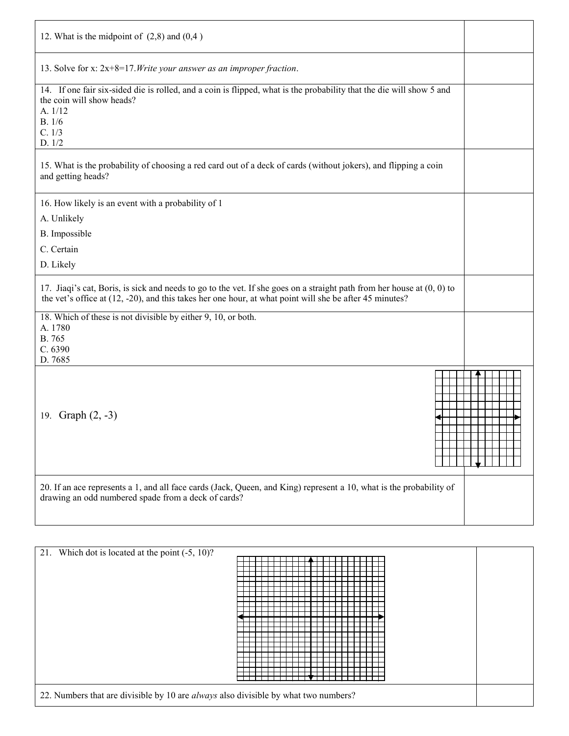| | |
|---|---|
| 12. What is the midpoint of (2,8) and (0,4 ) | |
| 13. Solve for x: $2x+8=17$. *Write your answer as an improper fraction*. | |
| 14. If one fair six-sided die is rolled, and a coin is flipped, what is the probability that the die will show 5 and the coin will show heads?<br>A. 1/12<br>B. 1/6<br>C. 1/3<br>D. 1/2 | |
| 15. What is the probability of choosing a red card out of a deck of cards (without jokers), and flipping a coin and getting heads? | |
| 16. How likely is an event with a probability of 1<br>A. Unlikely<br>B. Impossible<br>C. Certain<br>D. Likely | |
| 17. Jiaqi's cat, Boris, is sick and needs to go to the vet. If she goes on a straight path from her house at (0, 0) to the vet's office at (12, -20), and this takes her one hour, at what point will she be after 45 minutes? | |
| 18. Which of these is not divisible by either 9, 10, or both.<br>A. 1780<br>B. 765<br>C. 6390<br>D. 7685 | |
| 19. Graph (2, -3) | |
| 20. If an ace represents a 1, and all face cards (Jack, Queen, and King) represent a 10, what is the probability of drawing an odd numbered spade from a deck of cards? | |

| | |
|---|---|
| 21. Which dot is located at the point (-5, 10)? | |
| 22. Numbers that are divisible by 10 are *always* also divisible by what two numbers? | |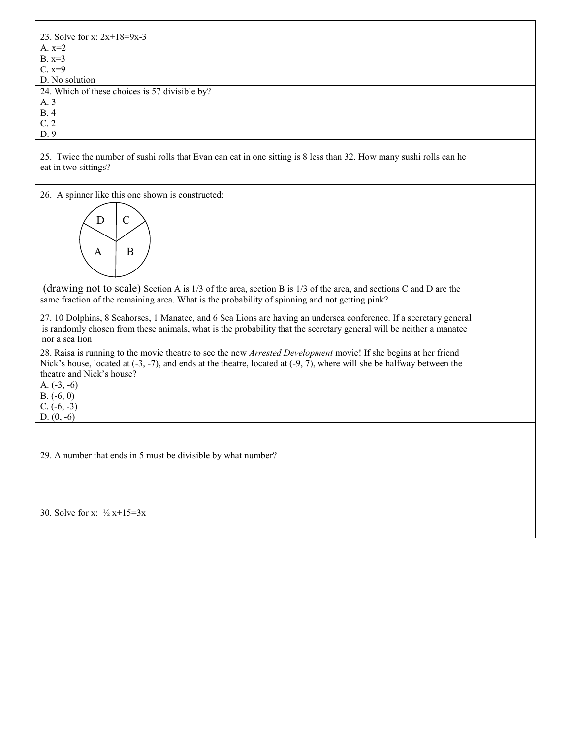| | |
|---|---|
| 23. Solve for x: $2x+18=9x-3$<br>A. $x=2$<br>B. $x=3$<br>C. $x=9$<br>D. No solution | |
| 24. Which of these choices is 57 divisible by?<br>A. 3<br>B. 4<br>C. 2<br>D. 9 | |
| 25. Twice the number of sushi rolls that Evan can eat in one sitting is 8 less than 32. How many sushi rolls can he eat in two sittings? | |
| 26. A spinner like this one shown is constructed:<br>D C<br>A B<br>(drawing not to scale) Section A is 1/3 of the area, section B is 1/3 of the area, and sections C and D are the same fraction of the remaining area. What is the probability of spinning and not getting pink? | |
| 27. 10 Dolphins, 8 Seahorses, 1 Manatee, and 6 Sea Lions are having an undersea conference. If a secretary general is randomly chosen from these animals, what is the probability that the secretary general will be neither a manatee nor a sea lion | |
| 28. Raisa is running to the movie theatre to see the new *Arrested Development* movie! If she begins at her friend Nick's house, located at (-3, -7), and ends at the theatre, located at (-9, 7), where will she be halfway between the theatre and Nick's house?<br>A. (-3, -6)<br>B. (-6, 0)<br>C. (-6, -3)<br>D. (0, -6) | |
| 29. A number that ends in 5 must be divisible by what number? | |
| 30. Solve for x: $\frac{1}{2}x+15=3x$ | |